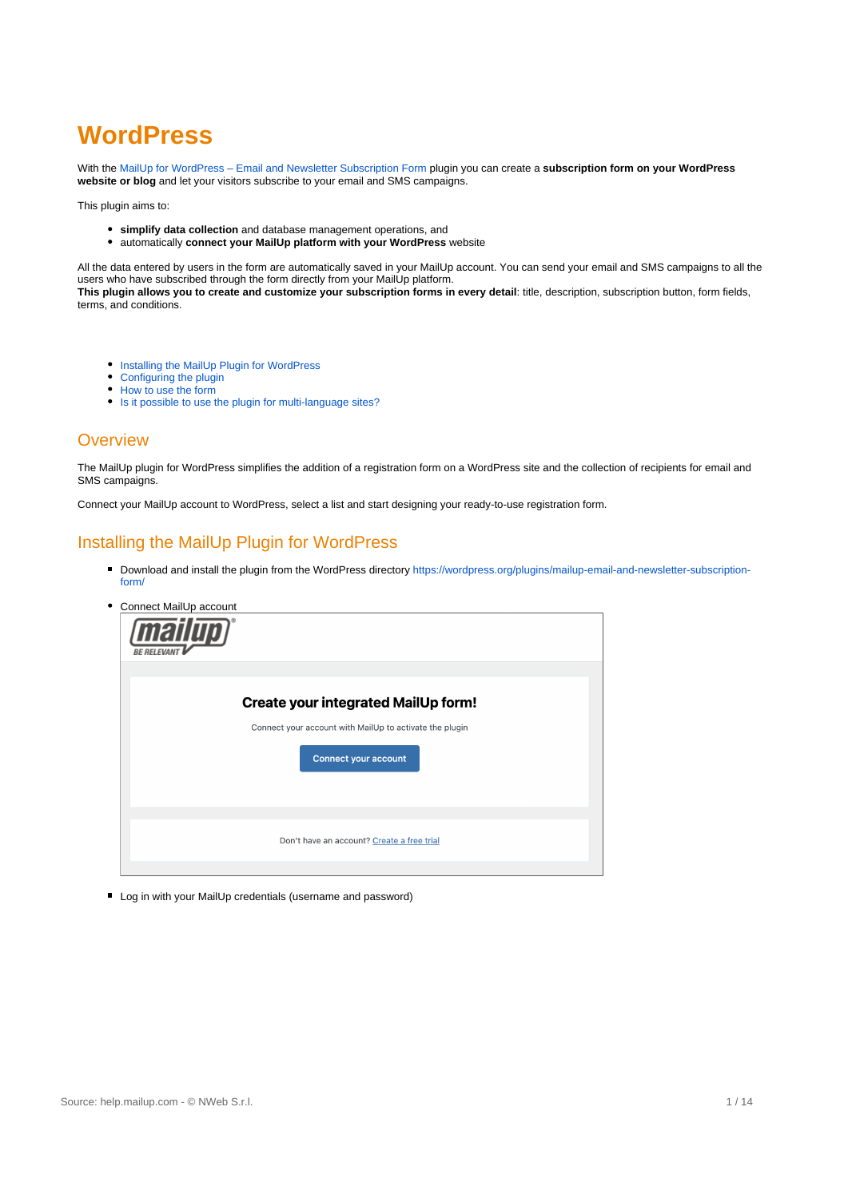# WordPress

With the MailUp for WordPress – Email and Newsletter Subscription Form plugin you can create a **subscription form on your WordPress website or blog** and let your visitors subscribe to your email and SMS campaigns.

This plugin aims to:

- **simplify data collection** and database management operations, and
- automatically **connect your MailUp platform with your WordPress** website

All the data entered by users in the form are automatically saved in your MailUp account. You can send your email and SMS campaigns to all the users who have subscribed through the form directly from your MailUp platform.
**This plugin allows you to create and customize your subscription forms in every detail**: title, description, subscription button, form fields, terms, and conditions.

- Installing the MailUp Plugin for WordPress
- Configuring the plugin
- How to use the form
- Is it possible to use the plugin for multi-language sites?

## Overview

The MailUp plugin for WordPress simplifies the addition of a registration form on a WordPress site and the collection of recipients for email and SMS campaigns.

Connect your MailUp account to WordPress, select a list and start designing your ready-to-use registration form.

## Installing the MailUp Plugin for WordPress

- Download and install the plugin from the WordPress directory https://wordpress.org/plugins/mailup-email-and-newsletter-subscription-form/

- Connect MailUp account

mailup BE RELEVANT

Create your integrated MailUp form!

Connect your account with MailUp to activate the plugin

Connect your account

Don't have an account? Create a free trial

- Log in with your MailUp credentials (username and password)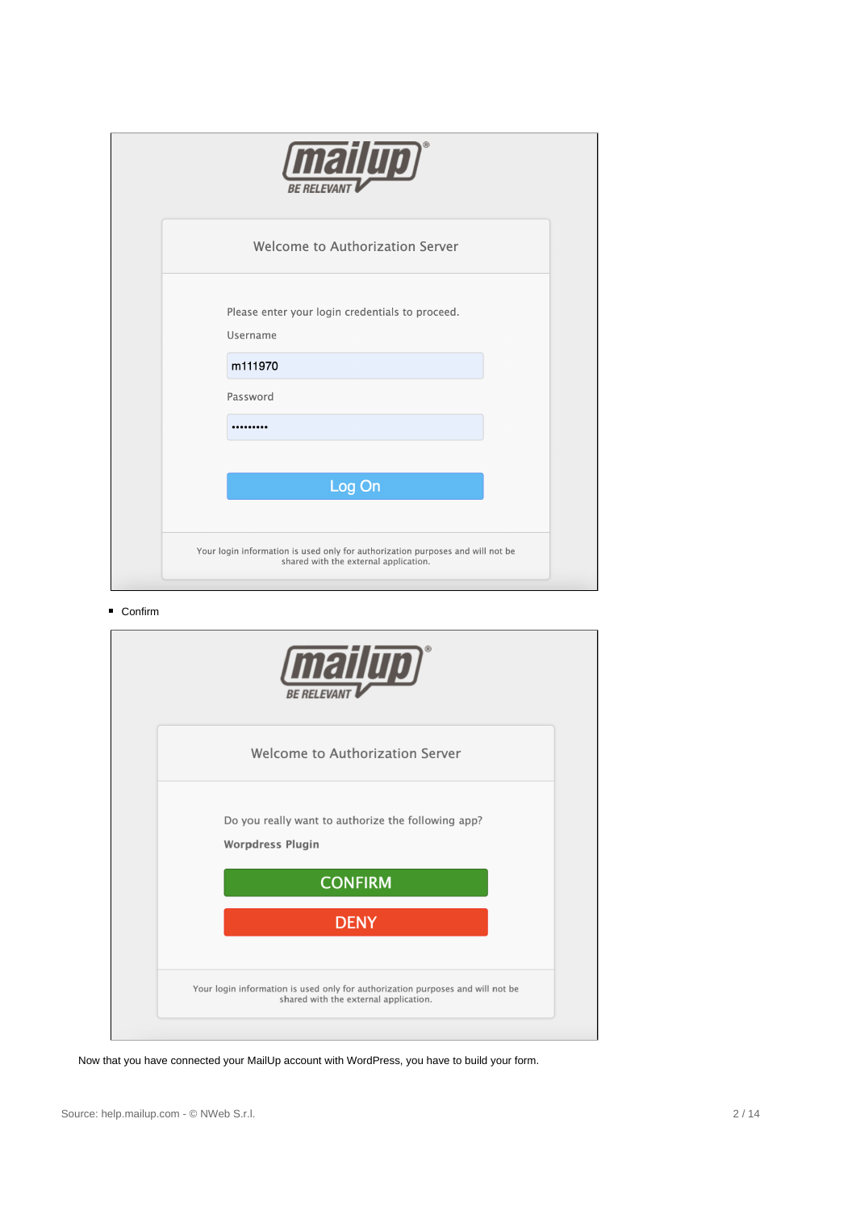mailup® BE RELEVANT

Welcome to Authorization Server

Please enter your login credentials to proceed.

Username

m111970

Password

•••••••••

Log On

Your login information is used only for authorization purposes and will not be shared with the external application.

- Confirm

mailup® BE RELEVANT

Welcome to Authorization Server

Do you really want to authorize the following app?

**Worpdress Plugin**

CONFIRM

DENY

Your login information is used only for authorization purposes and will not be shared with the external application.

Now that you have connected your MailUp account with WordPress, you have to build your form.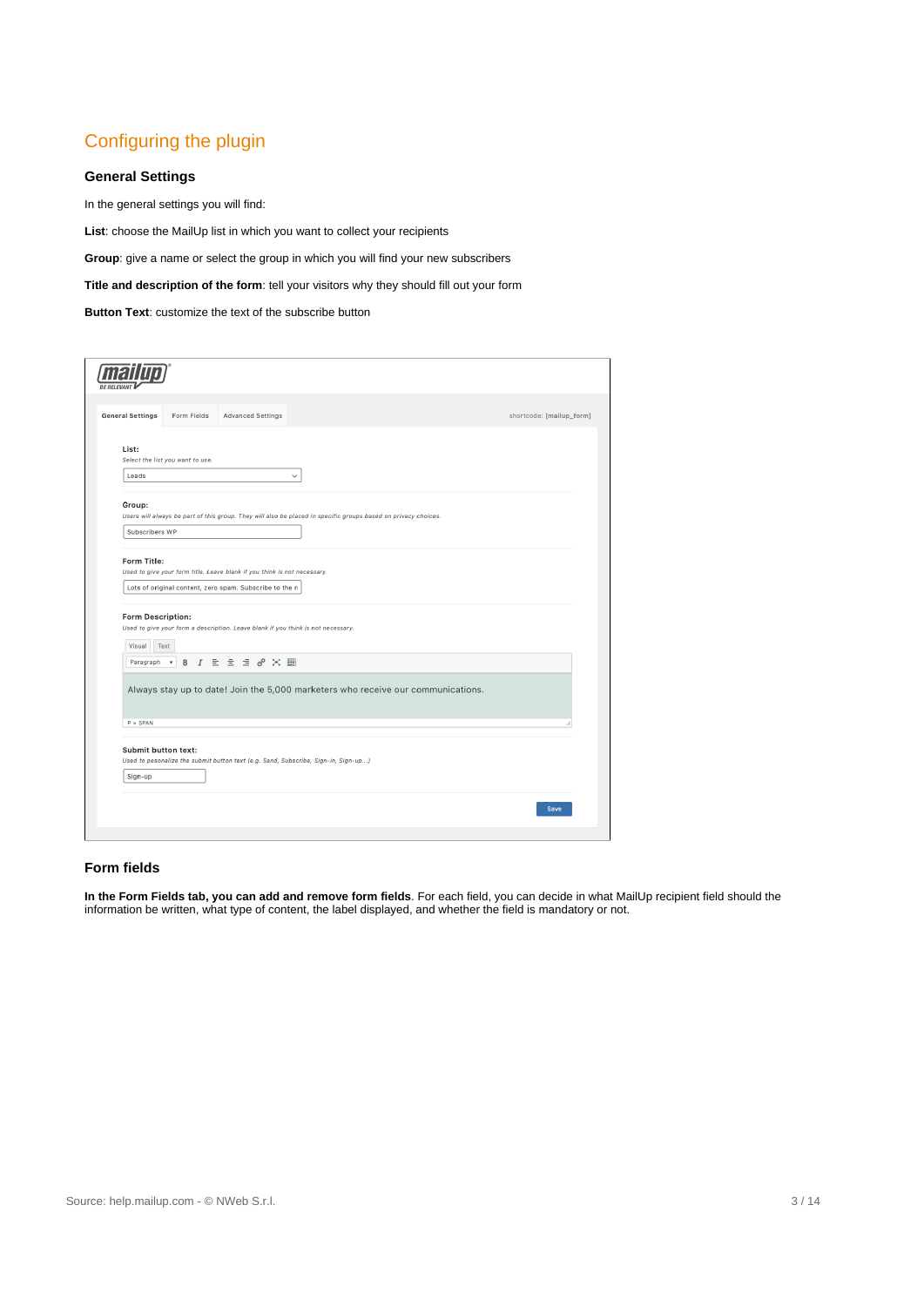## Configuring the plugin

### General Settings

In the general settings you will find:

**List**: choose the MailUp list in which you want to collect your recipients

**Group**: give a name or select the group in which you will find your new subscribers

**Title and description of the form**: tell your visitors why they should fill out your form

**Button Text**: customize the text of the subscribe button

### Form fields

**In the Form Fields tab, you can add and remove form fields**. For each field, you can decide in what MailUp recipient field should the information be written, what type of content, the label displayed, and whether the field is mandatory or not.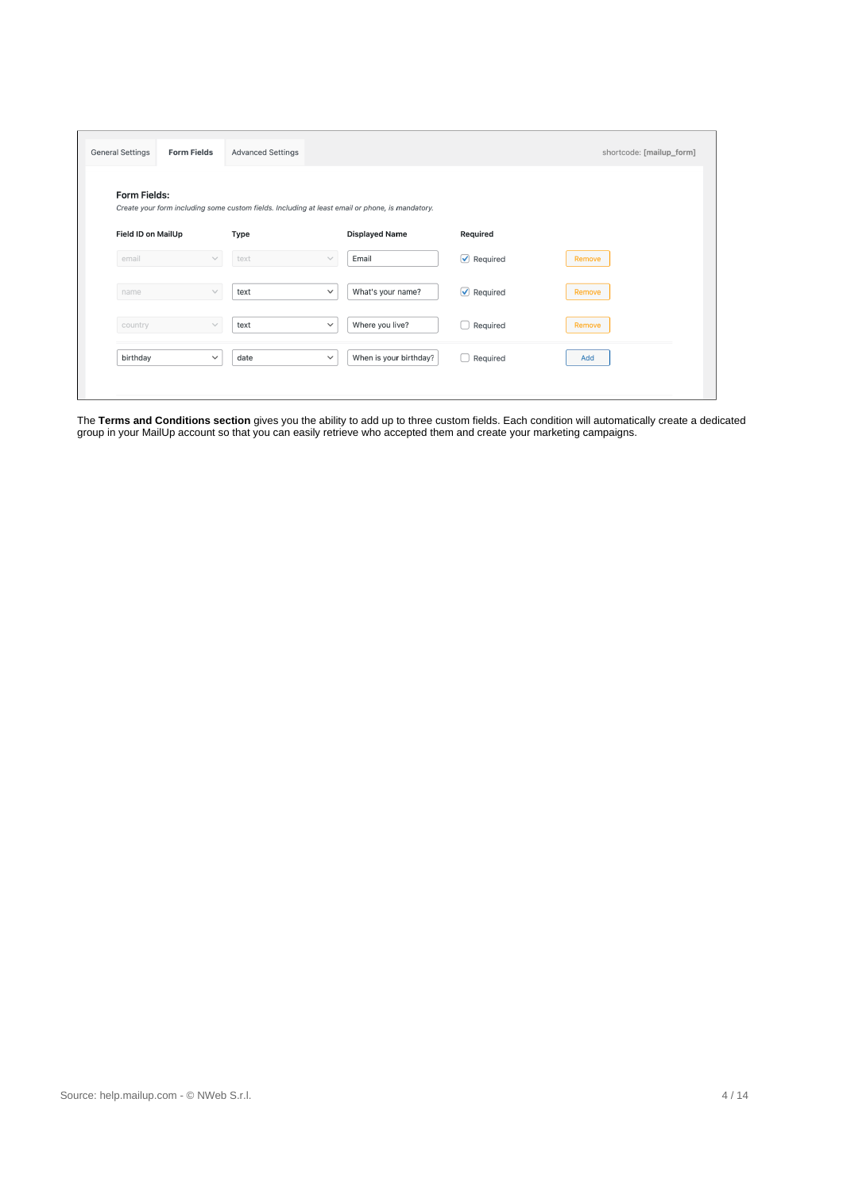General Settings | **Form Fields** | Advanced Settings

shortcode: **[mailup_form]**

**Form Fields:**

*Create your form including some custom fields. Including at least email or phone, is mandatory.*

| Field ID on MailUp | Type | Displayed Name | Required | |
|---|---|---|---|---|
| email | text | Email | ☑ Required | Remove |
| name | text | What's your name? | ☑ Required | Remove |
| country | text | Where you live? | ☐ Required | Remove |
| birthday | date | When is your birthday? | ☐ Required | Add |

The **Terms and Conditions section** gives you the ability to add up to three custom fields. Each condition will automatically create a dedicated group in your MailUp account so that you can easily retrieve who accepted them and create your marketing campaigns.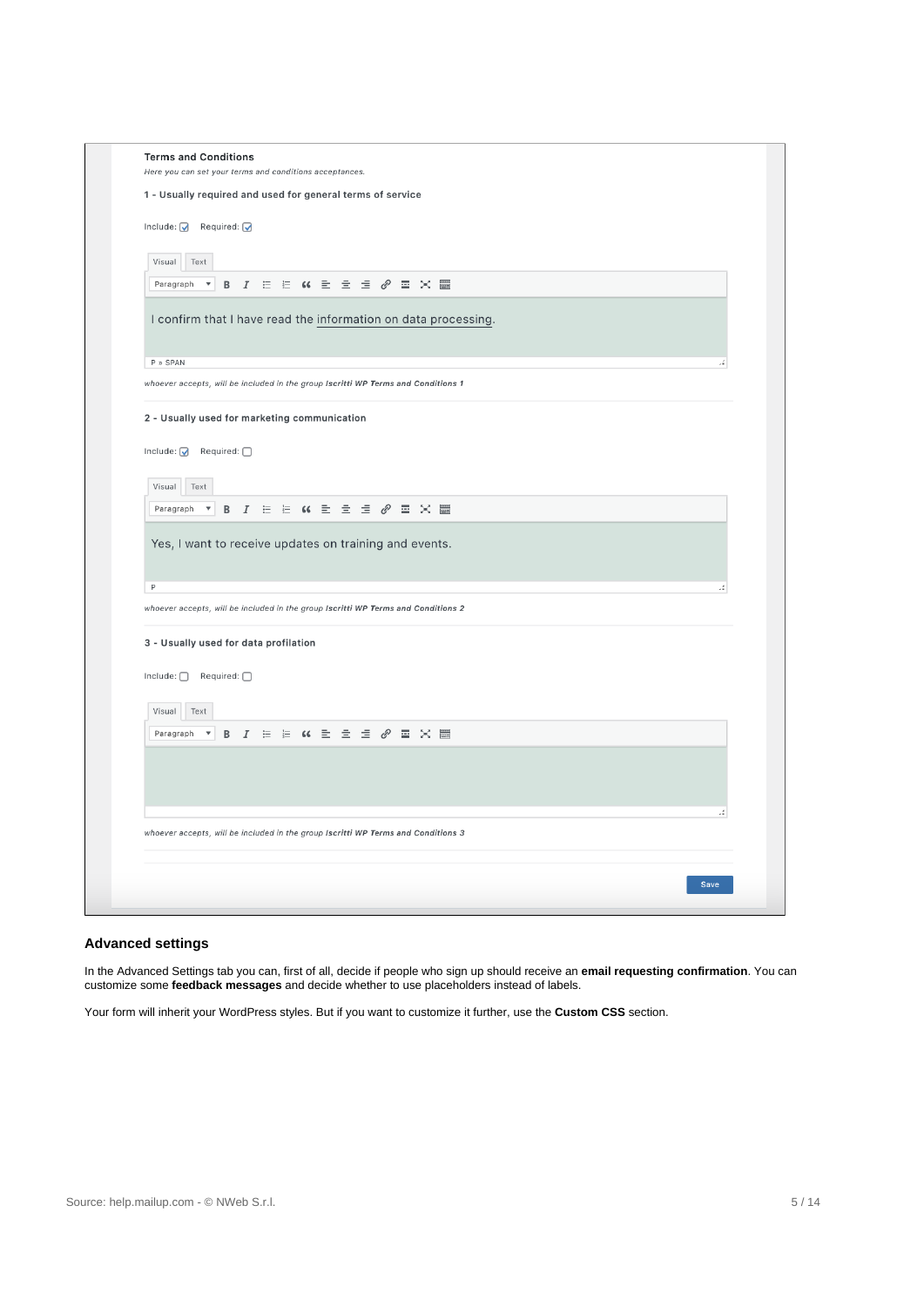**Terms and Conditions**

*Here you can set your terms and conditions acceptances.*

**1 - Usually required and used for general terms of service**

Include: ☑ Required: ☑

Visual | Text

I confirm that I have read the information on data processing.

P » SPAN

*whoever accepts, will be included in the group **Iscritti WP Terms and Conditions 1***

**2 - Usually used for marketing communication**

Include: ☑ Required: ☐

Visual | Text

Yes, I want to receive updates on training and events.

P

*whoever accepts, will be included in the group **Iscritti WP Terms and Conditions 2***

**3 - Usually used for data profilation**

Include: ☐ Required: ☐

Visual | Text

*whoever accepts, will be included in the group **Iscritti WP Terms and Conditions 3***

Save

### Advanced settings

In the Advanced Settings tab you can, first of all, decide if people who sign up should receive an **email requesting confirmation**. You can customize some **feedback messages** and decide whether to use placeholders instead of labels.

Your form will inherit your WordPress styles. But if you want to customize it further, use the **Custom CSS** section.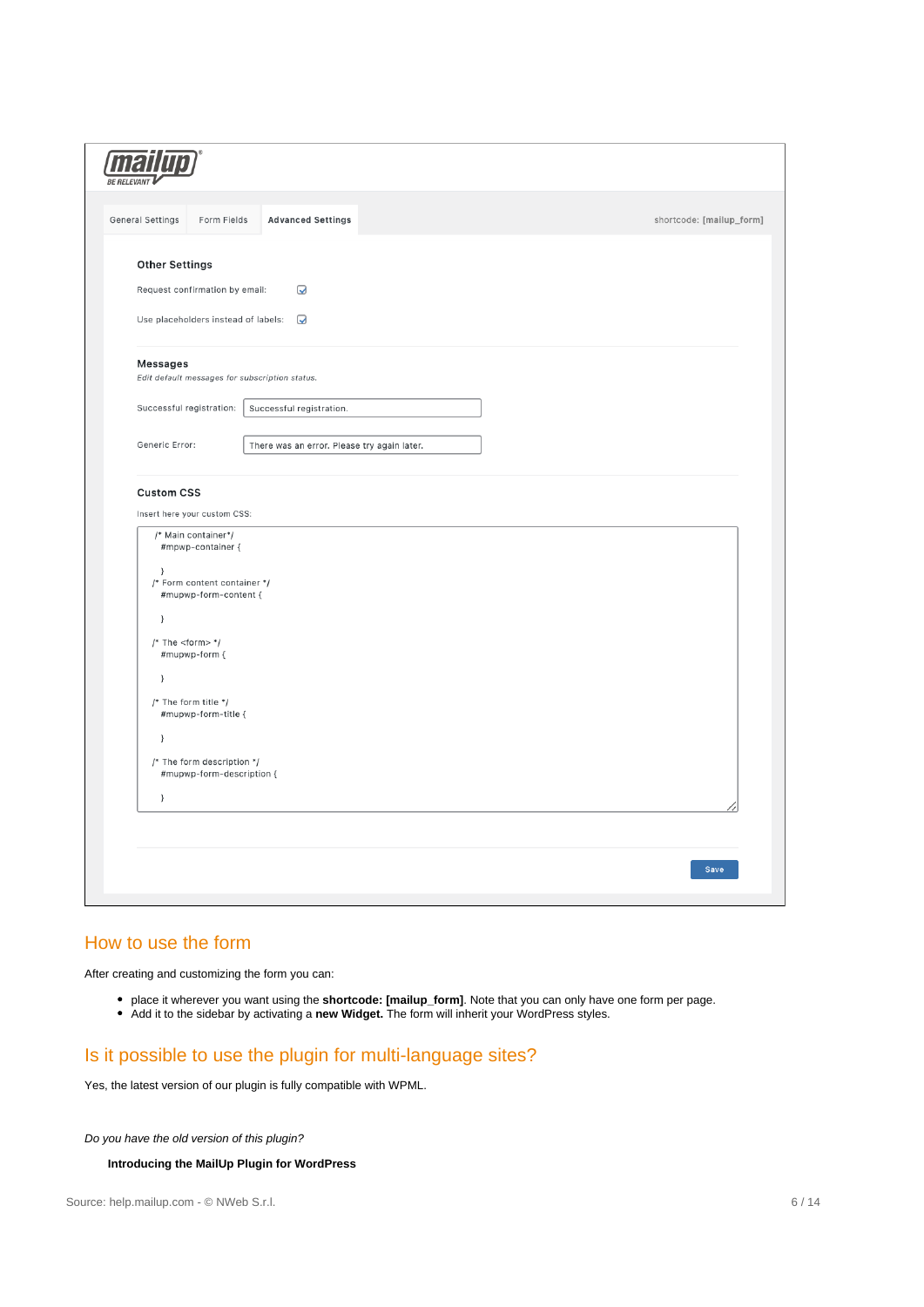mailup BE RELEVANT

General Settings | Form Fields | **Advanced Settings** | shortcode: [mailup_form]

**Other Settings**

Request confirmation by email: ☑

Use placeholders instead of labels: ☑

**Messages**

*Edit default messages for subscription status.*

Successful registration: Successful registration.

Generic Error: There was an error. Please try again later.

**Custom CSS**

Insert here your custom CSS:

```
/* Main container*/
  #mpwp-container {

  }
/* Form content container */
  #mupwp-form-content {

  }
/* The <form> */
  #mupwp-form {

  }
/* The form title */
  #mupwp-form-title {

  }
/* The form description */
  #mupwp-form-description {

  }
```

Save

## How to use the form

After creating and customizing the form you can:

- place it wherever you want using the **shortcode: [mailup_form]**. Note that you can only have one form per page.
- Add it to the sidebar by activating a **new Widget.** The form will inherit your WordPress styles.

## Is it possible to use the plugin for multi-language sites?

Yes, the latest version of our plugin is fully compatible with WPML.

*Do you have the old version of this plugin?*

**Introducing the MailUp Plugin for WordPress**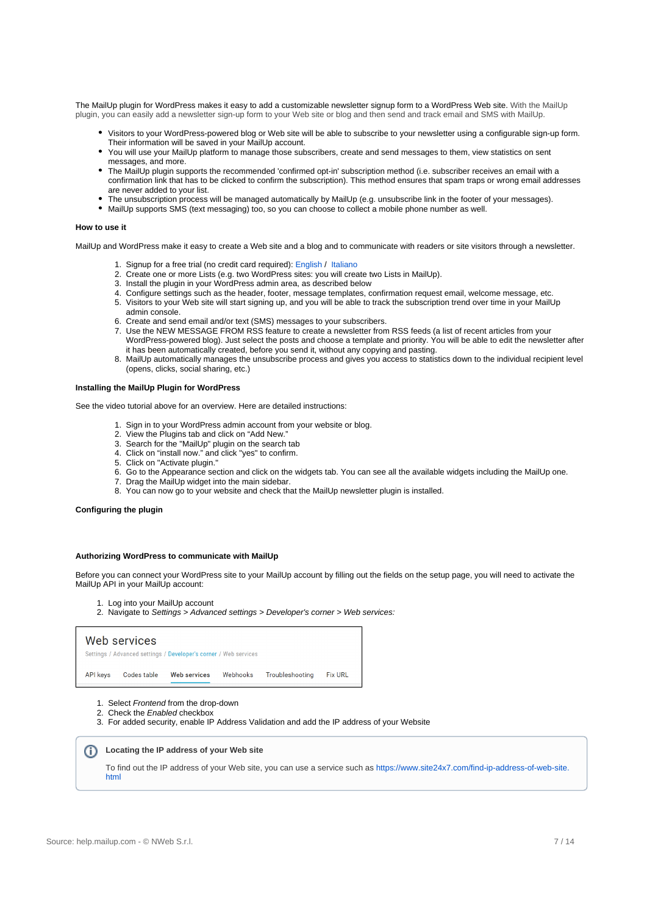The MailUp plugin for WordPress makes it easy to add a customizable newsletter signup form to a WordPress Web site. With the MailUp plugin, you can easily add a newsletter sign-up form to your Web site or blog and then send and track email and SMS with MailUp.

- Visitors to your WordPress-powered blog or Web site will be able to subscribe to your newsletter using a configurable sign-up form. Their information will be saved in your MailUp account.
- You will use your MailUp platform to manage those subscribers, create and send messages to them, view statistics on sent messages, and more.
- The MailUp plugin supports the recommended 'confirmed opt-in' subscription method (i.e. subscriber receives an email with a confirmation link that has to be clicked to confirm the subscription). This method ensures that spam traps or wrong email addresses are never added to your list.
- The unsubscription process will be managed automatically by MailUp (e.g. unsubscribe link in the footer of your messages).
- MailUp supports SMS (text messaging) too, so you can choose to collect a mobile phone number as well.

**How to use it**

MailUp and WordPress make it easy to create a Web site and a blog and to communicate with readers or site visitors through a newsletter.

1. Signup for a free trial (no credit card required): English / Italiano
2. Create one or more Lists (e.g. two WordPress sites: you will create two Lists in MailUp).
3. Install the plugin in your WordPress admin area, as described below
4. Configure settings such as the header, footer, message templates, confirmation request email, welcome message, etc.
5. Visitors to your Web site will start signing up, and you will be able to track the subscription trend over time in your MailUp admin console.
6. Create and send email and/or text (SMS) messages to your subscribers.
7. Use the NEW MESSAGE FROM RSS feature to create a newsletter from RSS feeds (a list of recent articles from your WordPress-powered blog). Just select the posts and choose a template and priority. You will be able to edit the newsletter after it has been automatically created, before you send it, without any copying and pasting.
8. MailUp automatically manages the unsubscribe process and gives you access to statistics down to the individual recipient level (opens, clicks, social sharing, etc.)

**Installing the MailUp Plugin for WordPress**

See the video tutorial above for an overview. Here are detailed instructions:

1. Sign in to your WordPress admin account from your website or blog.
2. View the Plugins tab and click on "Add New."
3. Search for the "MailUp" plugin on the search tab
4. Click on "install now." and click "yes" to confirm.
5. Click on "Activate plugin."
6. Go to the Appearance section and click on the widgets tab. You can see all the available widgets including the MailUp one.
7. Drag the MailUp widget into the main sidebar.
8. You can now go to your website and check that the MailUp newsletter plugin is installed.

**Configuring the plugin**

**Authorizing WordPress to communicate with MailUp**

Before you can connect your WordPress site to your MailUp account by filling out the fields on the setup page, you will need to activate the MailUp API in your MailUp account:

1. Log into your MailUp account
2. Navigate to *Settings > Advanced settings > Developer's corner > Web services:*

Web services
Settings / Advanced settings / Developer's corner / Web services
API keys | Codes table | Web services | Webhooks | Troubleshooting | Fix URL

1. Select *Frontend* from the drop-down
2. Check the *Enabled* checkbox
3. For added security, enable IP Address Validation and add the IP address of your Website

> **Locating the IP address of your Web site**
>
> To find out the IP address of your Web site, you can use a service such as https://www.site24x7.com/find-ip-address-of-web-site.html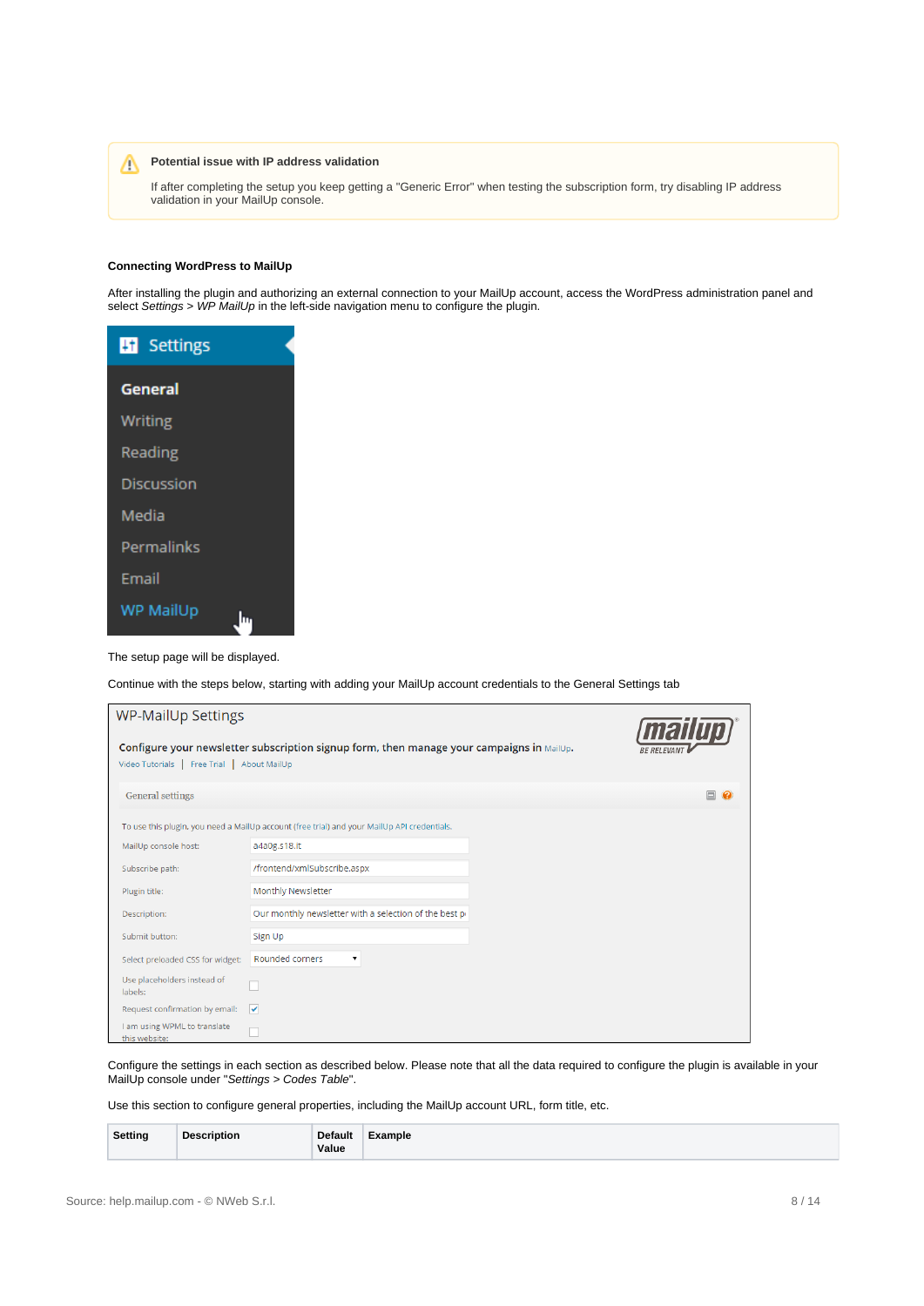**Potential issue with IP address validation**

If after completing the setup you keep getting a "Generic Error" when testing the subscription form, try disabling IP address validation in your MailUp console.

### Connecting WordPress to MailUp

After installing the plugin and authorizing an external connection to your MailUp account, access the WordPress administration panel and select *Settings > WP MailUp* in the left-side navigation menu to configure the plugin.

The setup page will be displayed.

Continue with the steps below, starting with adding your MailUp account credentials to the General Settings tab

Configure the settings in each section as described below. Please note that all the data required to configure the plugin is available in your MailUp console under "*Settings > Codes Table*".

Use this section to configure general properties, including the MailUp account URL, form title, etc.

| Setting | Description | Default Value | Example |
|---|---|---|---|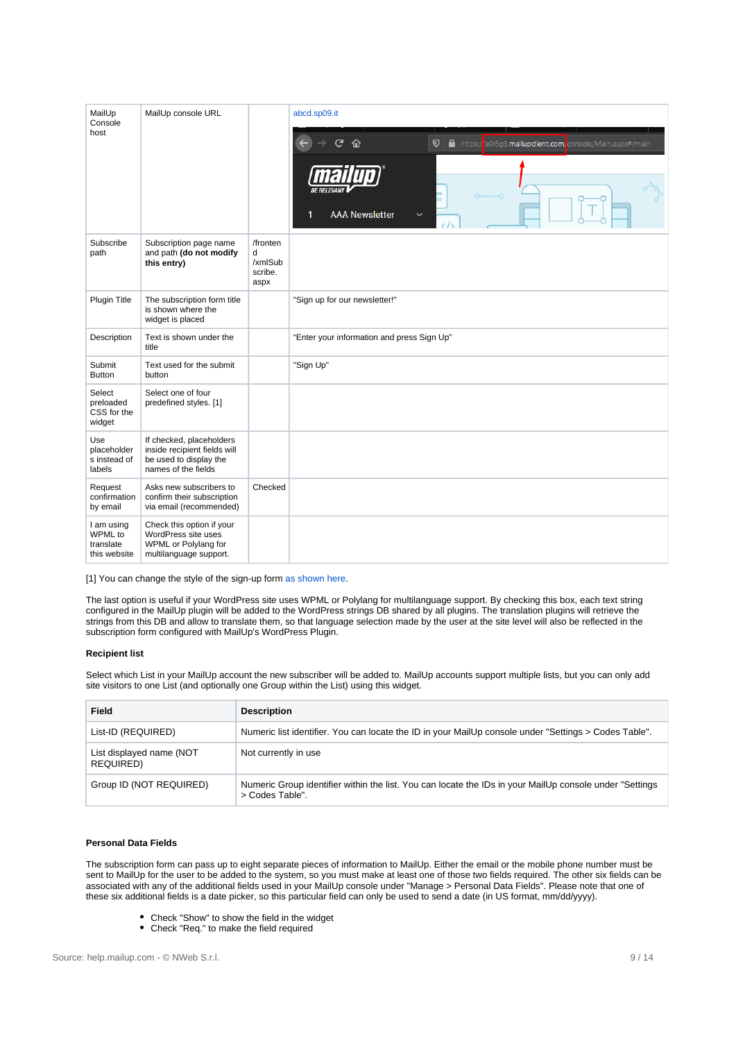| | | | |
|---|---|---|---|
| MailUp Console host | MailUp console URL | | abcd.sp09.it |
| Subscribe path | Subscription page name and path **(do not modify this entry)** | /frontend/xmlSubscribe.aspx | |
| Plugin Title | The subscription form title is shown where the widget is placed | | "Sign up for our newsletter!" |
| Description | Text is shown under the title | | "Enter your information and press Sign Up" |
| Submit Button | Text used for the submit button | | "Sign Up" |
| Select preloaded CSS for the widget | Select one of four predefined styles. [1] | | |
| Use placeholders instead of labels | If checked, placeholders inside recipient fields will be used to display the names of the fields | | |
| Request confirmation by email | Asks new subscribers to confirm their subscription via email (recommended) | Checked | |
| I am using WPML to translate this website | Check this option if your WordPress site uses WPML or Polylang for multilanguage support. | | |

[1] You can change the style of the sign-up form as shown here.

The last option is useful if your WordPress site uses WPML or Polylang for multilanguage support. By checking this box, each text string configured in the MailUp plugin will be added to the WordPress strings DB shared by all plugins. The translation plugins will retrieve the strings from this DB and allow to translate them, so that language selection made by the user at the site level will also be reflected in the subscription form configured with MailUp's WordPress Plugin.

**Recipient list**

Select which List in your MailUp account the new subscriber will be added to. MailUp accounts support multiple lists, but you can only add site visitors to one List (and optionally one Group within the List) using this widget.

| Field | Description |
|---|---|
| List-ID (REQUIRED) | Numeric list identifier. You can locate the ID in your MailUp console under "Settings > Codes Table". |
| List displayed name (NOT REQUIRED) | Not currently in use |
| Group ID (NOT REQUIRED) | Numeric Group identifier within the list. You can locate the IDs in your MailUp console under "Settings > Codes Table". |

**Personal Data Fields**

The subscription form can pass up to eight separate pieces of information to MailUp. Either the email or the mobile phone number must be sent to MailUp for the user to be added to the system, so you must make at least one of those two fields required. The other six fields can be associated with any of the additional fields used in your MailUp console under "Manage > Personal Data Fields". Please note that one of these six additional fields is a date picker, so this particular field can only be used to send a date (in US format, mm/dd/yyyy).

- Check "Show" to show the field in the widget
- Check "Req." to make the field required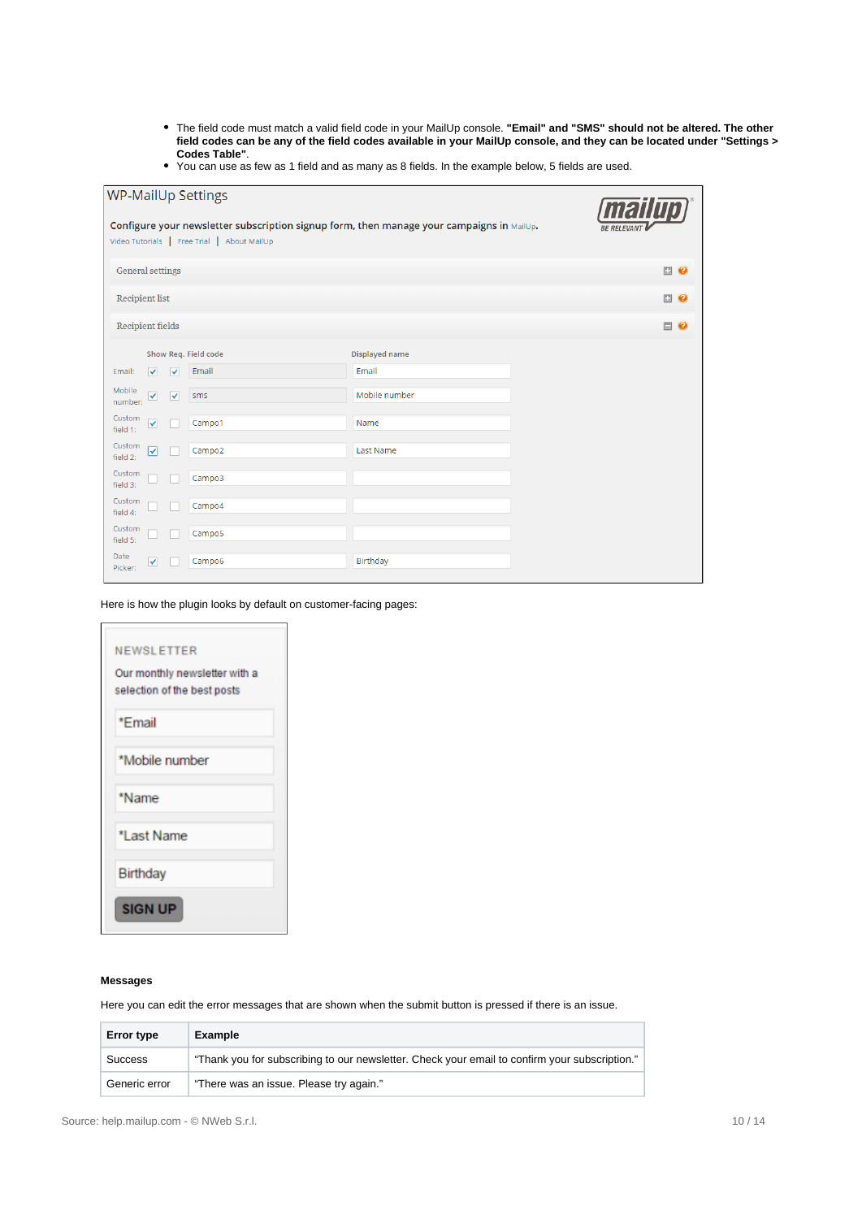- The field code must match a valid field code in your MailUp console. **"Email" and "SMS" should not be altered. The other field codes can be any of the field codes available in your MailUp console, and they can be located under "Settings > Codes Table"**.
- You can use as few as 1 field and as many as 8 fields. In the example below, 5 fields are used.

Here is how the plugin looks by default on customer-facing pages:

**Messages**

Here you can edit the error messages that are shown when the submit button is pressed if there is an issue.

| Error type | Example |
|---|---|
| Success | “Thank you for subscribing to our newsletter. Check your email to confirm your subscription.” |
| Generic error | “There was an issue. Please try again.” |

Source: help.mailup.com - © NWeb S.r.l.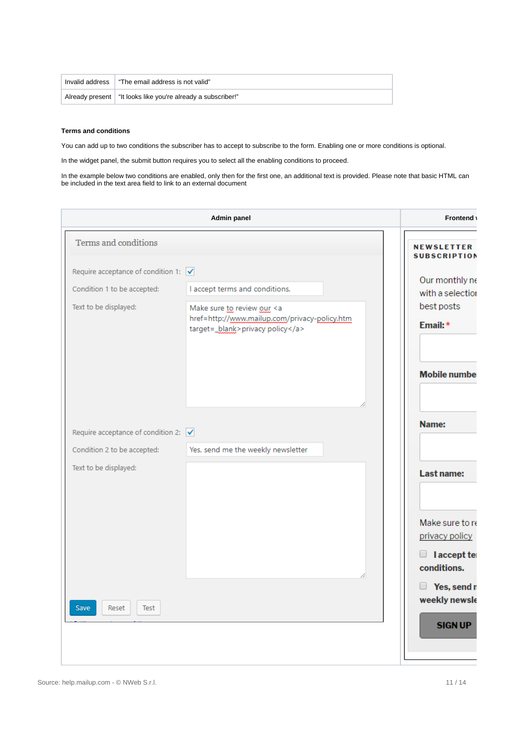| | |
|---|---|
| Invalid address | “The email address is not valid” |
| Already present | “It looks like you're already a subscriber!” |

**Terms and conditions**

You can add up to two conditions the subscriber has to accept to subscribe to the form. Enabling one or more conditions is optional.

In the widget panel, the submit button requires you to select all the enabling conditions to proceed.

In the example below two conditions are enabled, only then for the first one, an additional text is provided. Please note that basic HTML can be included in the text area field to link to an external document

| Admin panel | Frontend v |
|---|---|
| Terms and conditions<br><br>Require acceptance of condition 1: ☑<br>Condition 1 to be accepted: I accept terms and conditions.<br>Text to be displayed: Make sure to review our <a href=http://www.mailup.com/privacy-policy.htm target=_blank>privacy policy</a><br><br>Require acceptance of condition 2: ☑<br>Condition 2 to be accepted: Yes, send me the weekly newsletter<br>Text to be displayed:<br><br>Save Reset Test | NEWSLETTER SUBSCRIPTION<br><br>Our monthly ne with a selection best posts<br><br>Email: *<br><br>Mobile numbe<br><br>Name:<br><br>Last name:<br><br>Make sure to re privacy policy<br><br>☐ I accept te conditions.<br><br>☐ Yes, send m weekly newsle<br><br>SIGN UP |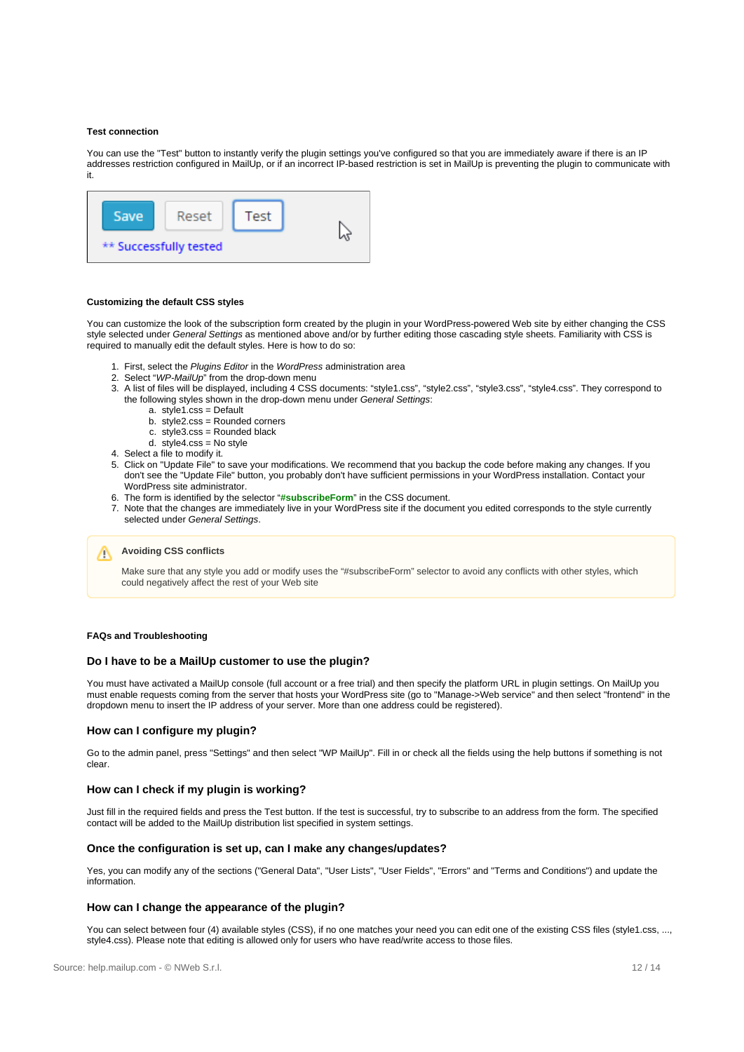**Test connection**

You can use the "Test" button to instantly verify the plugin settings you've configured so that you are immediately aware if there is an IP addresses restriction configured in MailUp, or if an incorrect IP-based restriction is set in MailUp is preventing the plugin to communicate with it.

**Customizing the default CSS styles**

You can customize the look of the subscription form created by the plugin in your WordPress-powered Web site by either changing the CSS style selected under *General Settings* as mentioned above and/or by further editing those cascading style sheets. Familiarity with CSS is required to manually edit the default styles. Here is how to do so:

1. First, select the *Plugins Editor* in the *WordPress* administration area
2. Select "*WP-MailUp*" from the drop-down menu
3. A list of files will be displayed, including 4 CSS documents: "style1.css", "style2.css", "style3.css", "style4.css". They correspond to the following styles shown in the drop-down menu under *General Settings*:
    a. style1.css = Default
    b. style2.css = Rounded corners
    c. style3.css = Rounded black
    d. style4.css = No style
4. Select a file to modify it.
5. Click on "Update File" to save your modifications. We recommend that you backup the code before making any changes. If you don't see the "Update File" button, you probably don't have sufficient permissions in your WordPress installation. Contact your WordPress site administrator.
6. The form is identified by the selector "**#subscribeForm**" in the CSS document.
7. Note that the changes are immediately live in your WordPress site if the document you edited corresponds to the style currently selected under *General Settings*.

> **Avoiding CSS conflicts**
>
> Make sure that any style you add or modify uses the "#subscribeForm" selector to avoid any conflicts with other styles, which could negatively affect the rest of your Web site

**FAQs and Troubleshooting**

### Do I have to be a MailUp customer to use the plugin?

You must have activated a MailUp console (full account or a free trial) and then specify the platform URL in plugin settings. On MailUp you must enable requests coming from the server that hosts your WordPress site (go to "Manage->Web service" and then select "frontend" in the dropdown menu to insert the IP address of your server. More than one address could be registered).

### How can I configure my plugin?

Go to the admin panel, press "Settings" and then select "WP MailUp". Fill in or check all the fields using the help buttons if something is not clear.

### How can I check if my plugin is working?

Just fill in the required fields and press the Test button. If the test is successful, try to subscribe to an address from the form. The specified contact will be added to the MailUp distribution list specified in system settings.

### Once the configuration is set up, can I make any changes/updates?

Yes, you can modify any of the sections ("General Data", "User Lists", "User Fields", "Errors" and "Terms and Conditions") and update the information.

### How can I change the appearance of the plugin?

You can select between four (4) available styles (CSS), if no one matches your need you can edit one of the existing CSS files (style1.css, ..., style4.css). Please note that editing is allowed only for users who have read/write access to those files.

Source: help.mailup.com - © NWeb S.r.l.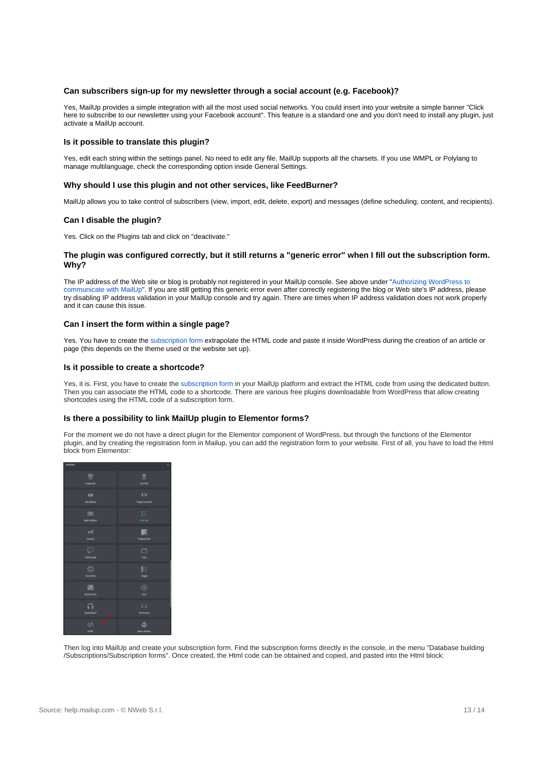### Can subscribers sign-up for my newsletter through a social account (e.g. Facebook)?

Yes, MailUp provides a simple integration with all the most used social networks. You could insert into your website a simple banner "Click here to subscribe to our newsletter using your Facebook account". This feature is a standard one and you don't need to install any plugin, just activate a MailUp account.

### Is it possible to translate this plugin?

Yes, edit each string within the settings panel. No need to edit any file. MailUp supports all the charsets. If you use WMPL or Polylang to manage multilanguage, check the corresponding option inside General Settings.

### Why should I use this plugin and not other services, like FeedBurner?

MailUp allows you to take control of subscribers (view, import, edit, delete, export) and messages (define scheduling, content, and recipients).

### Can I disable the plugin?

Yes. Click on the Plugins tab and click on "deactivate."

### The plugin was configured correctly, but it still returns a "generic error" when I fill out the subscription form. Why?

The IP address of the Web site or blog is probably not registered in your MailUp console. See above under "Authorizing WordPress to communicate with MailUp". If you are still getting this generic error even after correctly registering the blog or Web site's IP address, please try disabling IP address validation in your MailUp console and try again. There are times when IP address validation does not work properly and it can cause this issue.

### Can I insert the form within a single page?

Yes. You have to create the subscription form extrapolate the HTML code and paste it inside WordPress during the creation of an article or page (this depends on the theme used or the website set up).

### Is it possible to create a shortcode?

Yes, it is. First, you have to create the subscription form in your MailUp platform and extract the HTML code from using the dedicated button. Then you can associate the HTML code to a shortcode. There are various free plugins downloadable from WordPress that allow creating shortcodes using the HTML code of a subscription form.

### Is there a possibility to link MailUp plugin to Elementor forms?

For the moment we do not have a direct plugin for the Elementor component of WordPress, but through the functions of the Elementor plugin, and by creating the registration form in Mailup, you can add the registration form to your website. First of all, you have to load the Html block from Elementor:

Then log into MailUp and create your subscription form. Find the subscription forms directly in the console, in the menu "Database building /Subscriptions/Subscription forms". Once created, the Html code can be obtained and copied, and pasted into the Html block: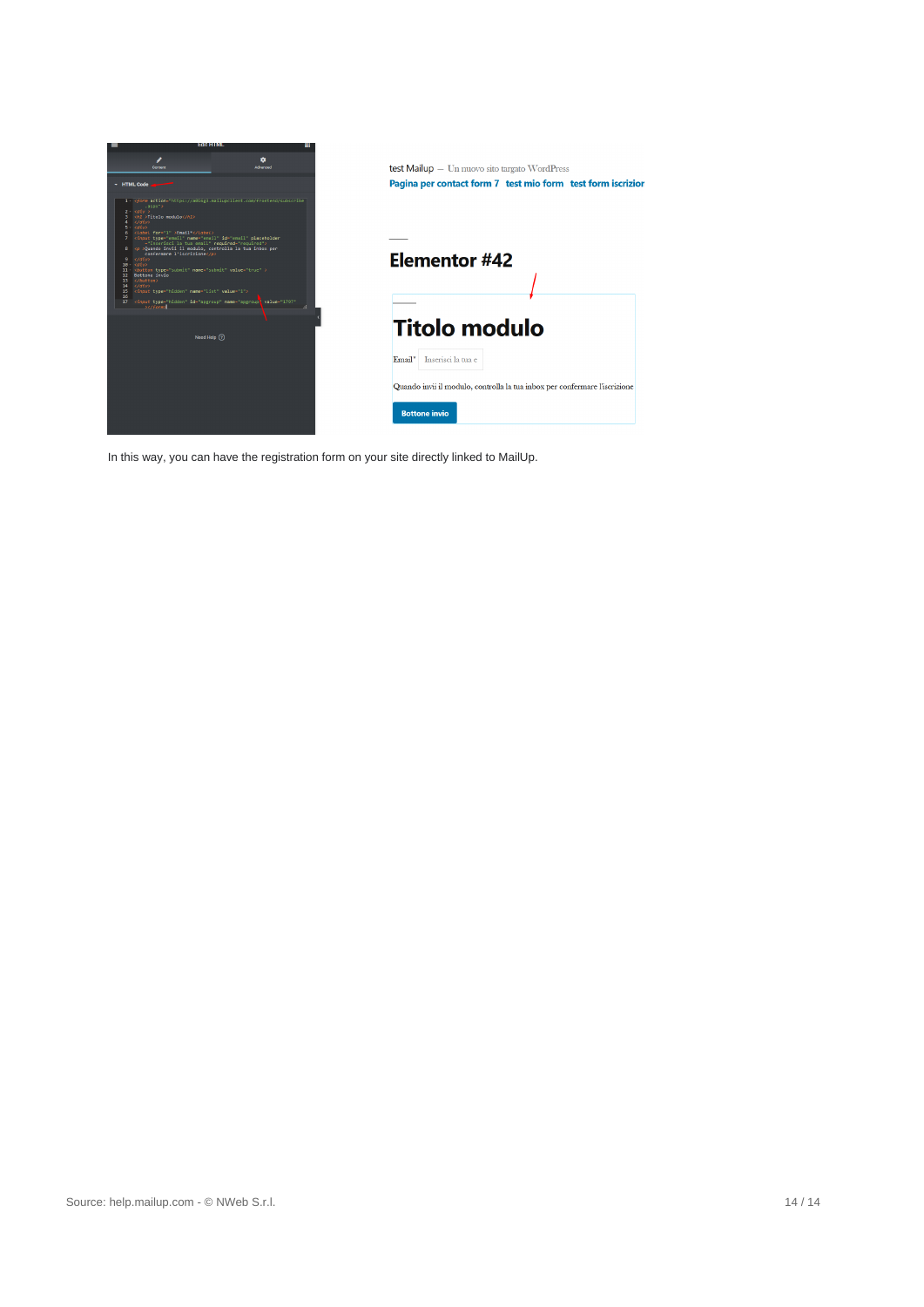In this way, you can have the registration form on your site directly linked to MailUp.